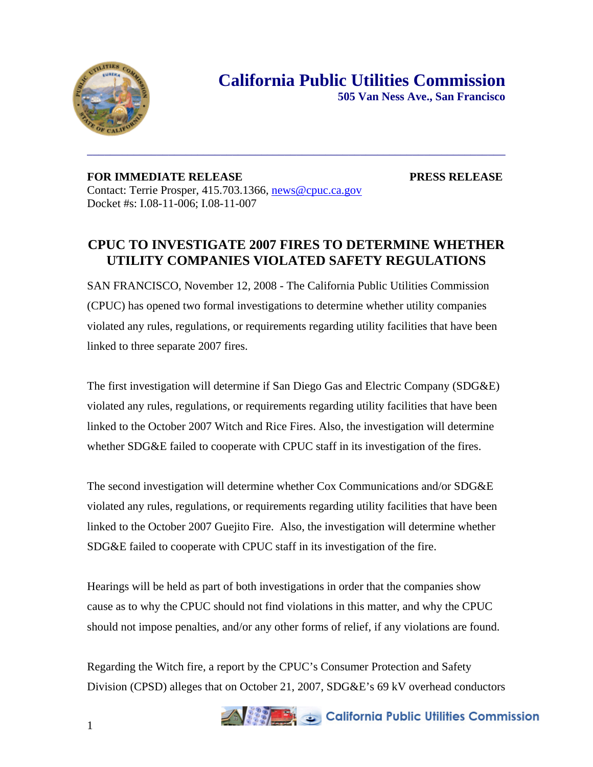# California Public Utilities Commission

**505 Van Ness Ave., San Francisco**

**FOR IMMEDIATE RELEASE** **PRESS RELEASE**

Contact: Terrie Prosper, 415.703.1366, news@cpuc.ca.gov

Docket #s: I.08-11-006; I.08-11-007

## CPUC TO INVESTIGATE 2007 FIRES TO DETERMINE WHETHER UTILITY COMPANIES VIOLATED SAFETY REGULATIONS

SAN FRANCISCO, November 12, 2008 - The California Public Utilities Commission (CPUC) has opened two formal investigations to determine whether utility companies violated any rules, regulations, or requirements regarding utility facilities that have been linked to three separate 2007 fires.

The first investigation will determine if San Diego Gas and Electric Company (SDG&E) violated any rules, regulations, or requirements regarding utility facilities that have been linked to the October 2007 Witch and Rice Fires. Also, the investigation will determine whether SDG&E failed to cooperate with CPUC staff in its investigation of the fires.

The second investigation will determine whether Cox Communications and/or SDG&E violated any rules, regulations, or requirements regarding utility facilities that have been linked to the October 2007 Guejito Fire. Also, the investigation will determine whether SDG&E failed to cooperate with CPUC staff in its investigation of the fire.

Hearings will be held as part of both investigations in order that the companies show cause as to why the CPUC should not find violations in this matter, and why the CPUC should not impose penalties, and/or any other forms of relief, if any violations are found.

Regarding the Witch fire, a report by the CPUC's Consumer Protection and Safety Division (CPSD) alleges that on October 21, 2007, SDG&E's 69 kV overhead conductors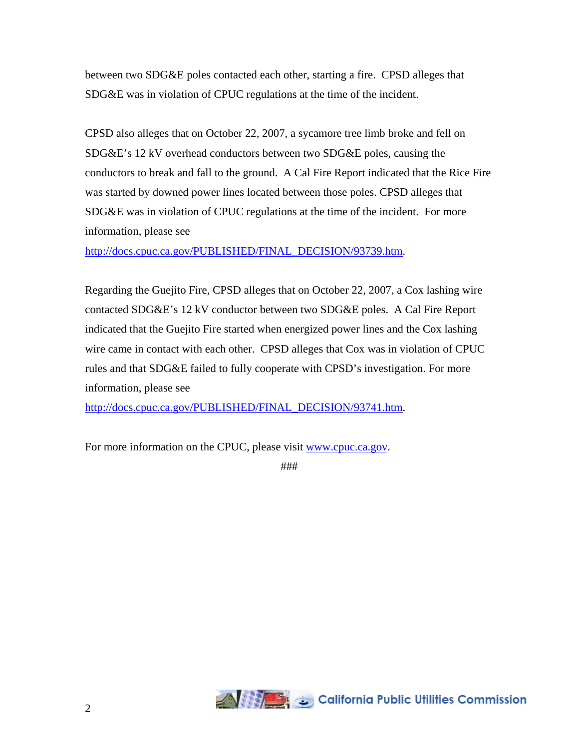between two SDG&E poles contacted each other, starting a fire. CPSD alleges that SDG&E was in violation of CPUC regulations at the time of the incident.

CPSD also alleges that on October 22, 2007, a sycamore tree limb broke and fell on SDG&E's 12 kV overhead conductors between two SDG&E poles, causing the conductors to break and fall to the ground. A Cal Fire Report indicated that the Rice Fire was started by downed power lines located between those poles. CPSD alleges that SDG&E was in violation of CPUC regulations at the time of the incident. For more information, please see http://docs.cpuc.ca.gov/PUBLISHED/FINAL_DECISION/93739.htm.

Regarding the Guejito Fire, CPSD alleges that on October 22, 2007, a Cox lashing wire contacted SDG&E's 12 kV conductor between two SDG&E poles. A Cal Fire Report indicated that the Guejito Fire started when energized power lines and the Cox lashing wire came in contact with each other. CPSD alleges that Cox was in violation of CPUC rules and that SDG&E failed to fully cooperate with CPSD's investigation. For more information, please see http://docs.cpuc.ca.gov/PUBLISHED/FINAL_DECISION/93741.htm.

For more information on the CPUC, please visit www.cpuc.ca.gov.

###